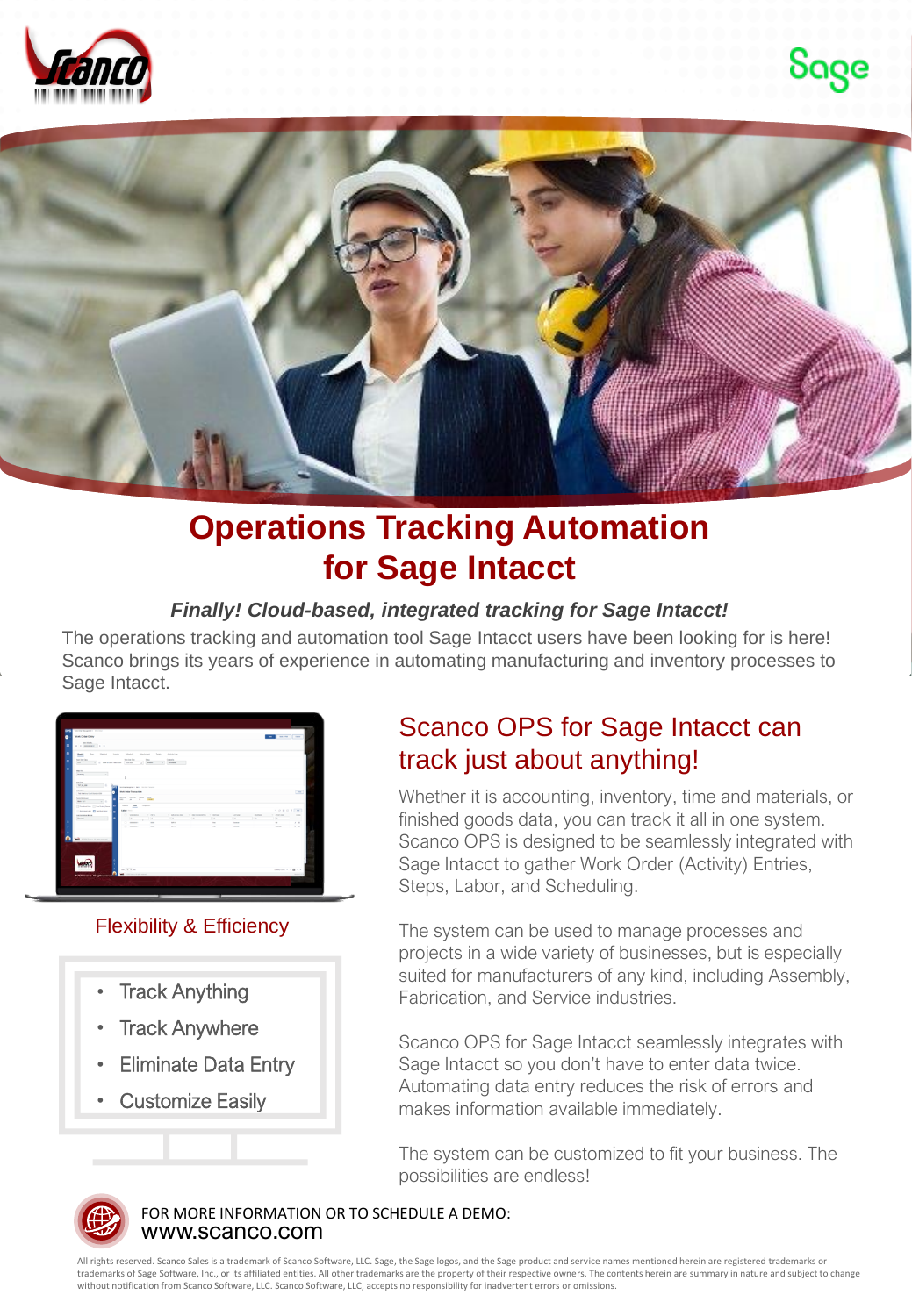# Operations Tracking Automation for Sage Intacct

***Finally! Cloud-based, integrated tracking for Sage Intacct!***

The operations tracking and automation tool Sage Intacct users have been looking for is here! Scanco brings its years of experience in automating manufacturing and inventory processes to Sage Intacct.

### Flexibility & Efficiency

- Track Anything
- Track Anywhere
- Eliminate Data Entry
- Customize Easily

## Scanco OPS for Sage Intacct can track just about anything!

Whether it is accounting, inventory, time and materials, or finished goods data, you can track it all in one system. Scanco OPS is designed to be seamlessly integrated with Sage Intacct to gather Work Order (Activity) Entries, Steps, Labor, and Scheduling.

The system can be used to manage processes and projects in a wide variety of businesses, but is especially suited for manufacturers of any kind, including Assembly, Fabrication, and Service industries.

Scanco OPS for Sage Intacct seamlessly integrates with Sage Intacct so you don't have to enter data twice. Automating data entry reduces the risk of errors and makes information available immediately.

The system can be customized to fit your business. The possibilities are endless!

FOR MORE INFORMATION OR TO SCHEDULE A DEMO:
www.scanco.com

All rights reserved. Scanco Sales is a trademark of Scanco Software, LLC. Sage, the Sage logos, and the Sage product and service names mentioned herein are registered trademarks or trademarks of Sage Software, Inc., or its affiliated entities. All other trademarks are the property of their respective owners. The contents herein are summary in nature and subject to change without notification from Scanco Software, LLC. Scanco Software, LLC, accepts no responsibility for inadvertent errors or omissions.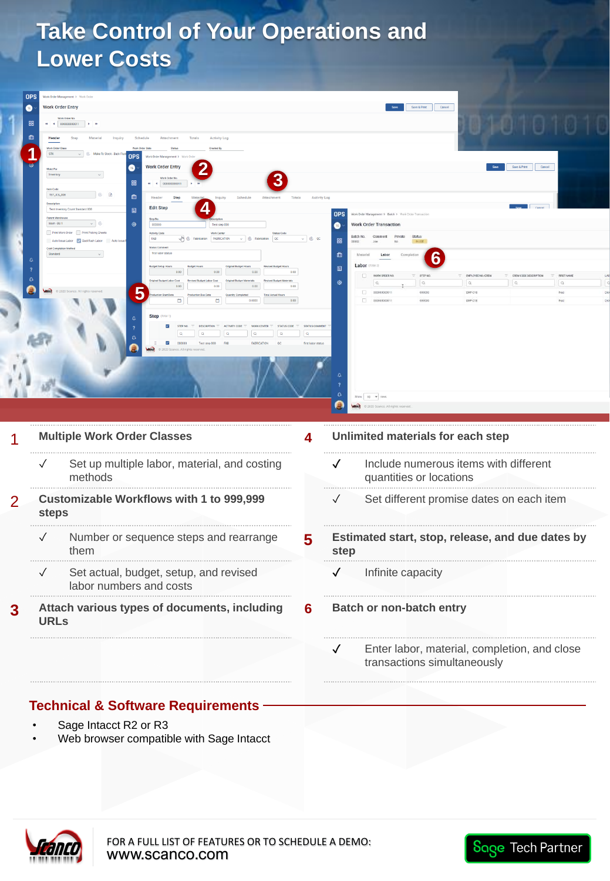# Take Control of Your Operations and Lower Costs

**1** **Multiple Work Order Classes**

- ✓ Set up multiple labor, material, and costing methods

**2** **Customizable Workflows with 1 to 999,999 steps**

- ✓ Number or sequence steps and rearrange them
- ✓ Set actual, budget, setup, and revised labor numbers and costs

**3** **Attach various types of documents, including URLs**

**4** **Unlimited materials for each step**

- ✓ Include numerous items with different quantities or locations
- ✓ Set different promise dates on each item

**5** **Estimated start, stop, release, and due dates by step**

- ✓ Infinite capacity

**6** **Batch or non-batch entry**

- ✓ Enter labor, material, completion, and close transactions simultaneously

## Technical & Software Requirements

- Sage Intacct R2 or R3
- Web browser compatible with Sage Intacct

FOR A FULL LIST OF FEATURES OR TO SCHEDULE A DEMO:
www.scanco.com

Sage Tech Partner